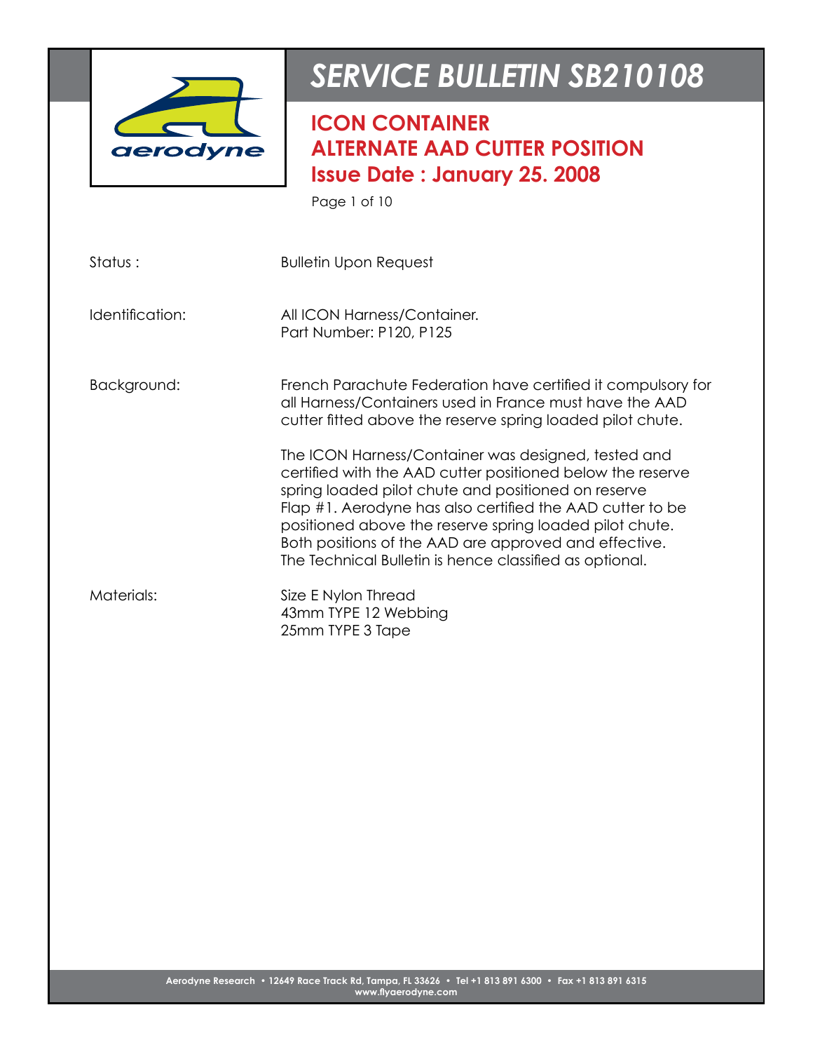# SERVICE BULLETIN SB210108

## ICON CONTAINER
## ALTERNATE AAD CUTTER POSITION
## Issue Date : January 25. 2008

Status : Bulletin Upon Request

Identification: All ICON Harness/Container.
Part Number: P120, P125

Background: French Parachute Federation have certified it compulsory for all Harness/Containers used in France must have the AAD cutter fitted above the reserve spring loaded pilot chute.

The ICON Harness/Container was designed, tested and certified with the AAD cutter positioned below the reserve spring loaded pilot chute and positioned on reserve Flap #1. Aerodyne has also certified the AAD cutter to be positioned above the reserve spring loaded pilot chute. Both positions of the AAD are approved and effective. The Technical Bulletin is hence classified as optional.

Materials:
Size E Nylon Thread
43mm TYPE 12 Webbing
25mm TYPE 3 Tape

Aerodyne Research • 12649 Race Track Rd, Tampa, FL 33626 • Tel +1 813 891 6300 • Fax +1 813 891 6315
www.flyaerodyne.com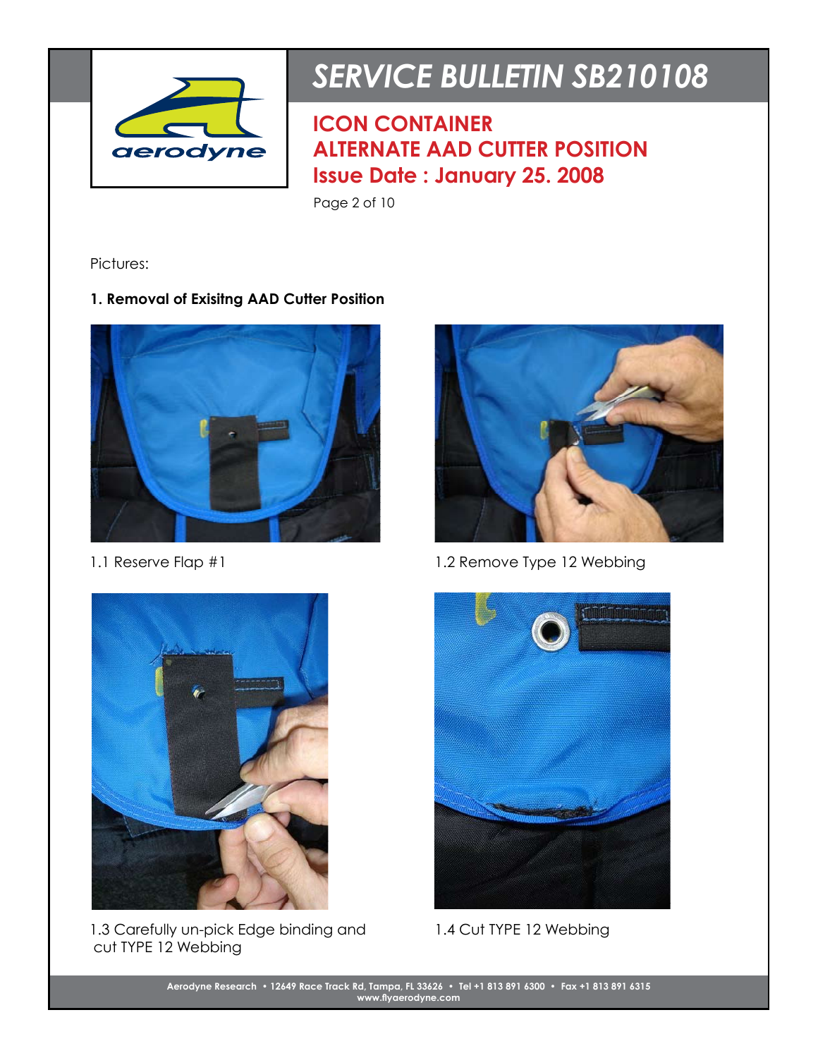# SERVICE BULLETIN SB210108

## ICON CONTAINER
## ALTERNATE AAD CUTTER POSITION
## Issue Date : January 25. 2008

Pictures:

**1. Removal of Exisitng AAD Cutter Position**

1.1 Reserve Flap #1

1.2 Remove Type 12 Webbing

1.3 Carefully un-pick Edge binding and cut TYPE 12 Webbing

1.4 Cut TYPE 12 Webbing

Aerodyne Research • 12649 Race Track Rd, Tampa, FL 33626 • Tel +1 813 891 6300 • Fax +1 813 891 6315
www.flyaerodyne.com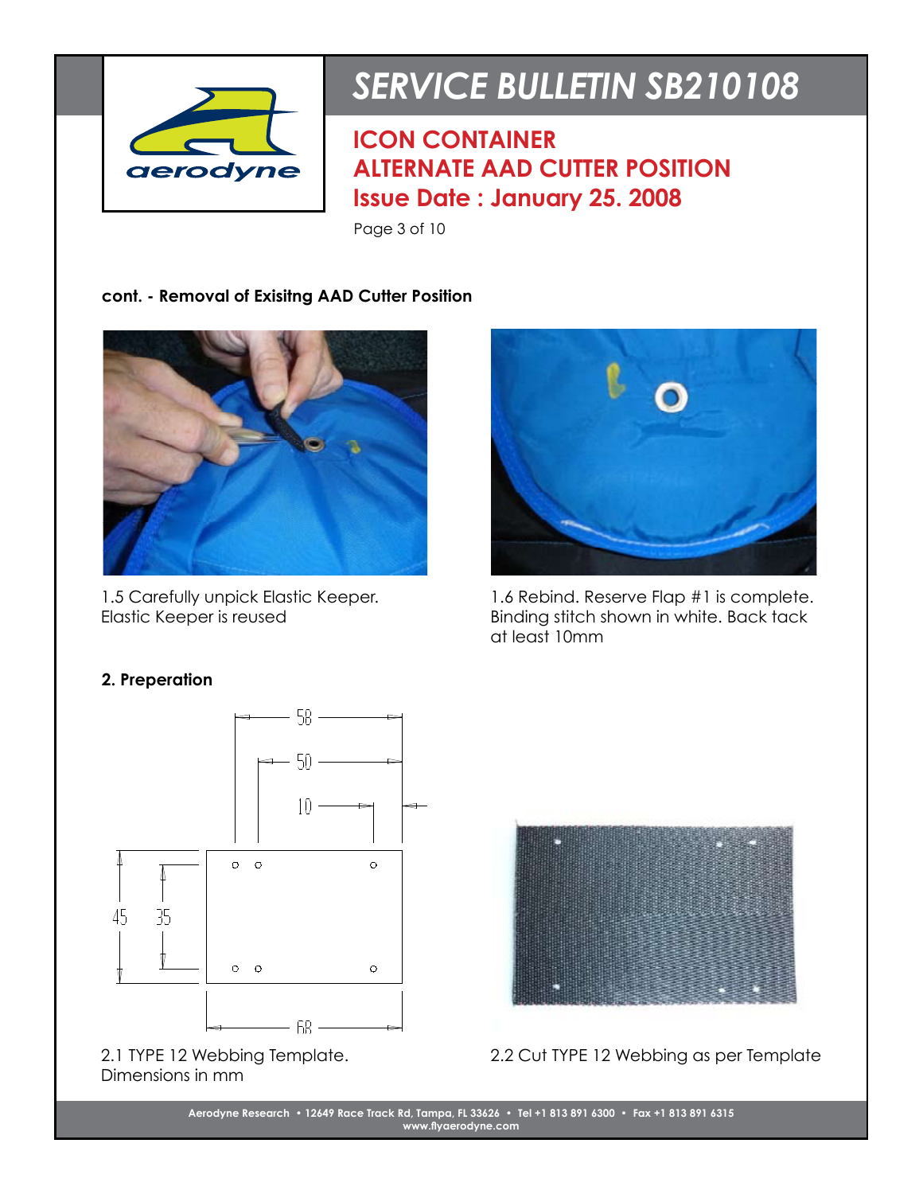**cont. - Removal of Exisitng AAD Cutter Position**

1.5 Carefully unpick Elastic Keeper. Elastic Keeper is reused

1.6 Rebind. Reserve Flap #1 is complete. Binding stitch shown in white. Back tack at least 10mm

**2. Preperation**

2.1 TYPE 12 Webbing Template. Dimensions in mm

2.2 Cut TYPE 12 Webbing as per Template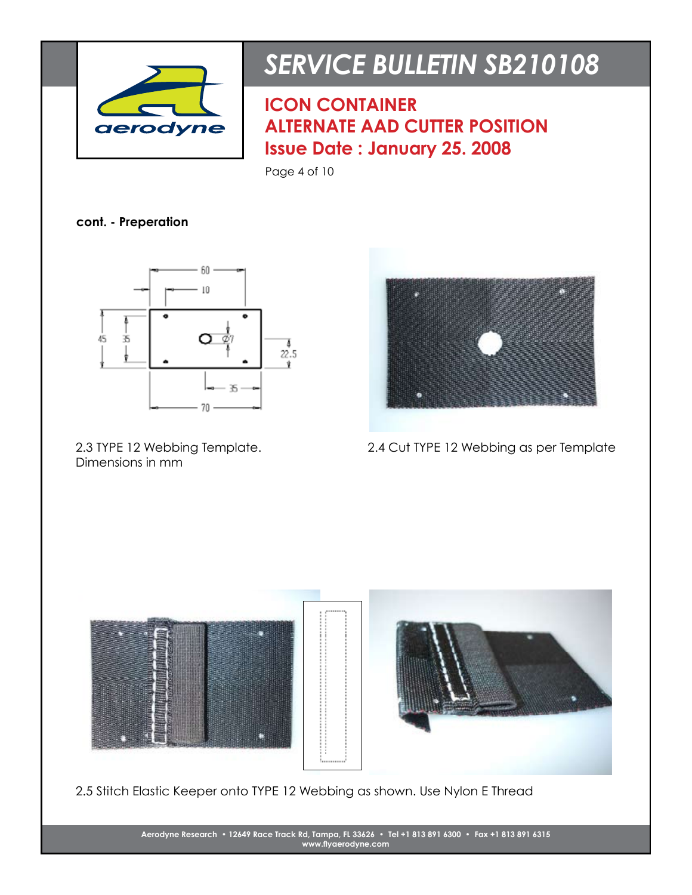# SERVICE BULLETIN SB210108

## ICON CONTAINER
## ALTERNATE AAD CUTTER POSITION
## Issue Date : January 25. 2008

**cont. - Preperation**

2.3 TYPE 12 Webbing Template. Dimensions in mm

2.4 Cut TYPE 12 Webbing as per Template

2.5 Stitch Elastic Keeper onto TYPE 12 Webbing as shown. Use Nylon E Thread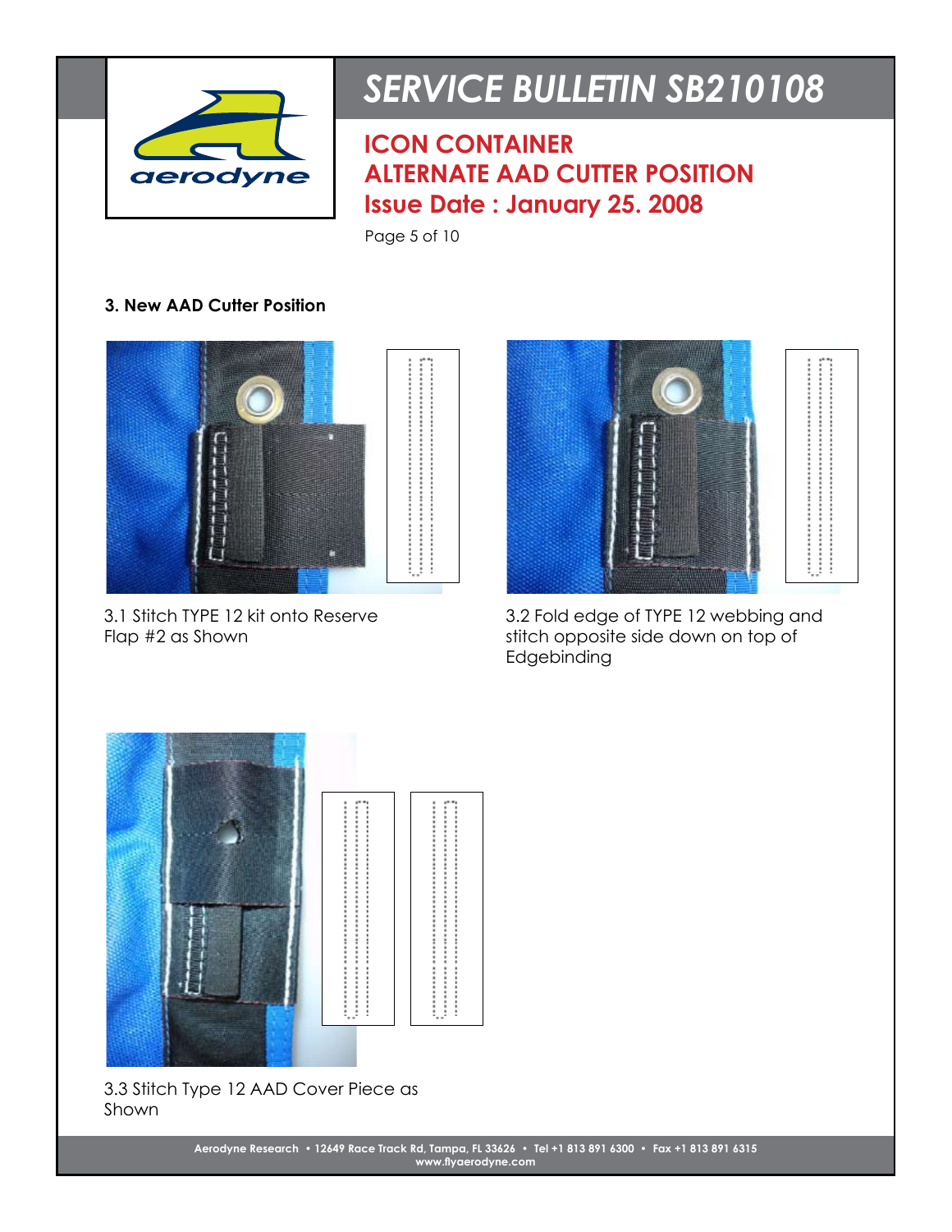# SERVICE BULLETIN SB210108

## ICON CONTAINER
## ALTERNATE AAD CUTTER POSITION
## Issue Date : January 25. 2008

### 3. New AAD Cutter Position

3.1 Stitch TYPE 12 kit onto Reserve Flap #2 as Shown

3.2 Fold edge of TYPE 12 webbing and stitch opposite side down on top of Edgebinding

3.3 Stitch Type 12 AAD Cover Piece as Shown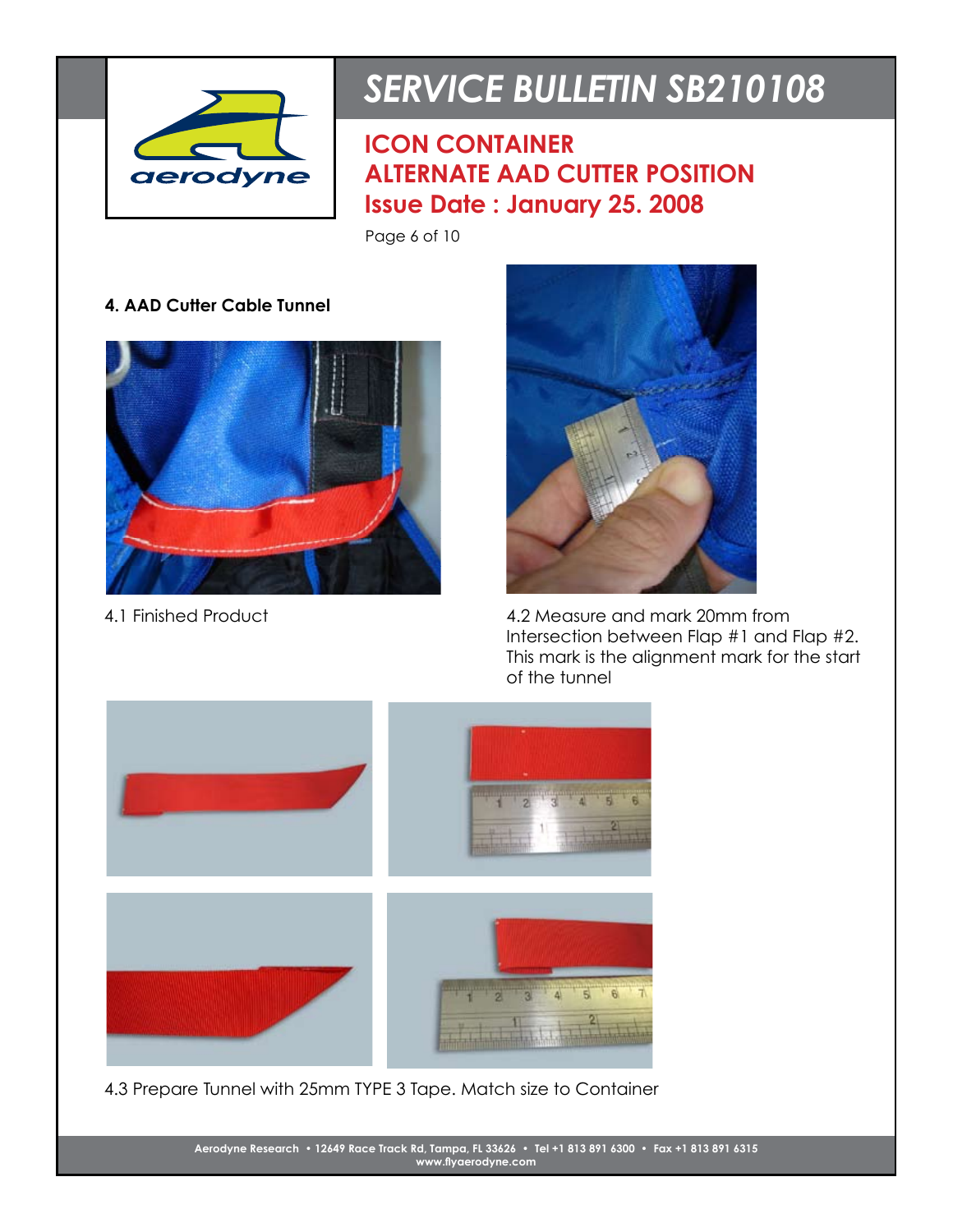# SERVICE BULLETIN SB210108

## ICON CONTAINER
## ALTERNATE AAD CUTTER POSITION
## Issue Date : January 25. 2008

**4. AAD Cutter Cable Tunnel**

4.1 Finished Product

4.2 Measure and mark 20mm from Intersection between Flap #1 and Flap #2. This mark is the alignment mark for the start of the tunnel

4.3 Prepare Tunnel with 25mm TYPE 3 Tape. Match size to Container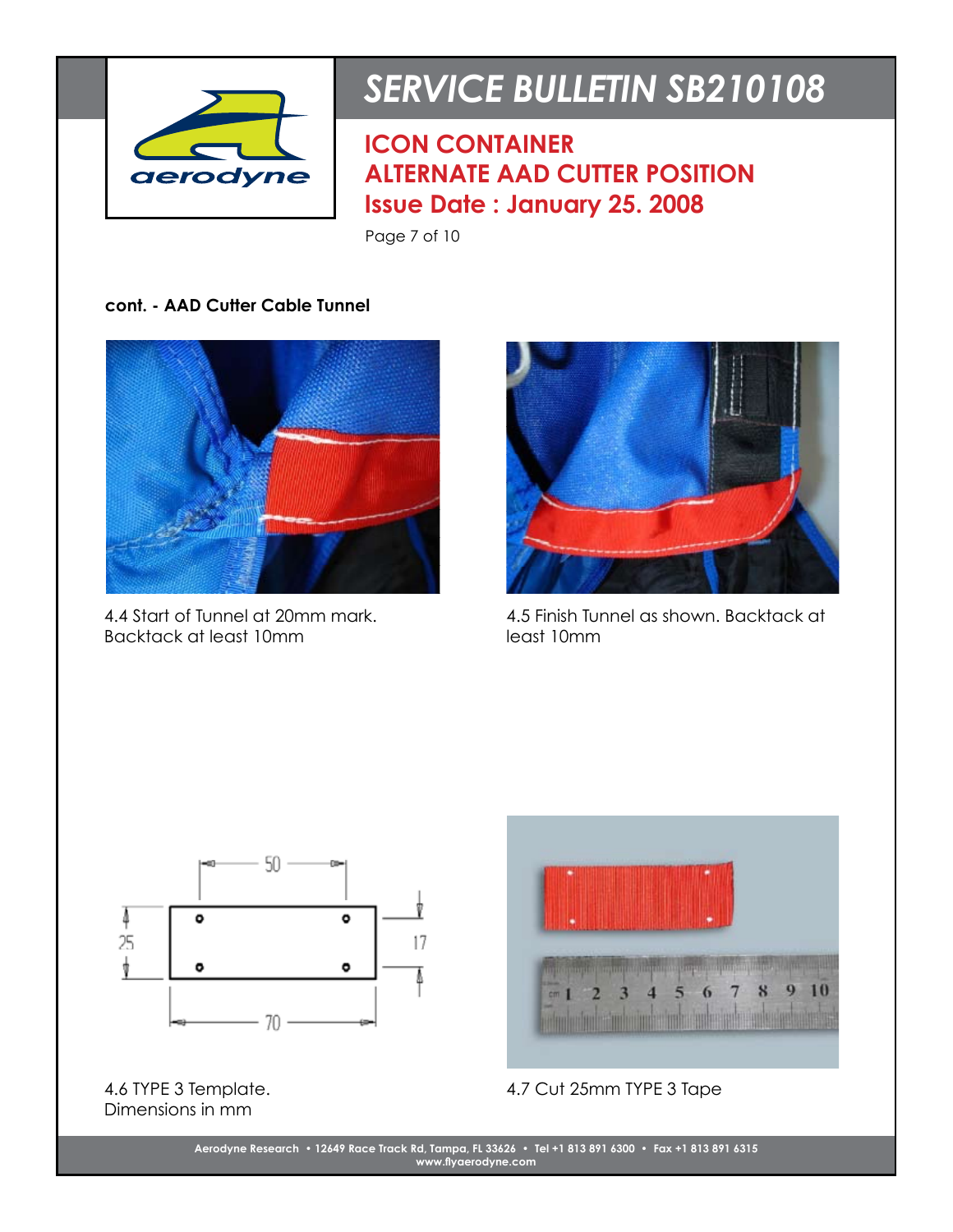# SERVICE BULLETIN SB210108

## ICON CONTAINER
## ALTERNATE AAD CUTTER POSITION
## Issue Date : January 25. 2008

**cont. - AAD Cutter Cable Tunnel**

4.4 Start of Tunnel at 20mm mark. Backtack at least 10mm

4.5 Finish Tunnel as shown. Backtack at least 10mm

4.6 TYPE 3 Template. Dimensions in mm

4.7 Cut 25mm TYPE 3 Tape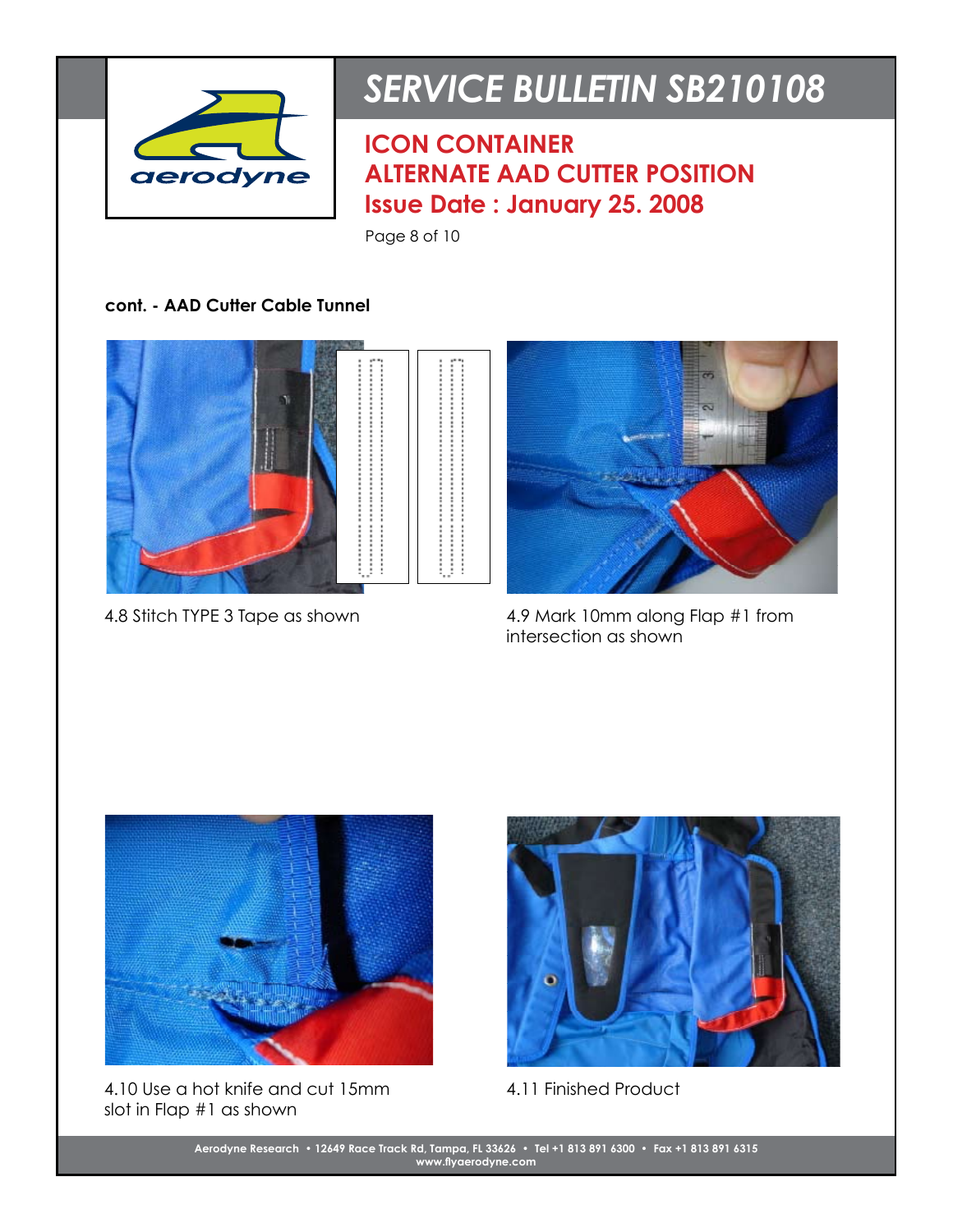# SERVICE BULLETIN SB210108

## ICON CONTAINER
## ALTERNATE AAD CUTTER POSITION
## Issue Date : January 25. 2008

**cont. - AAD Cutter Cable Tunnel**

4.8 Stitch TYPE 3 Tape as shown

4.9 Mark 10mm along Flap #1 from intersection as shown

4.10 Use a hot knife and cut 15mm slot in Flap #1 as shown

4.11 Finished Product

Aerodyne Research • 12649 Race Track Rd, Tampa, FL 33626 • Tel +1 813 891 6300 • Fax +1 813 891 6315
www.flyaerodyne.com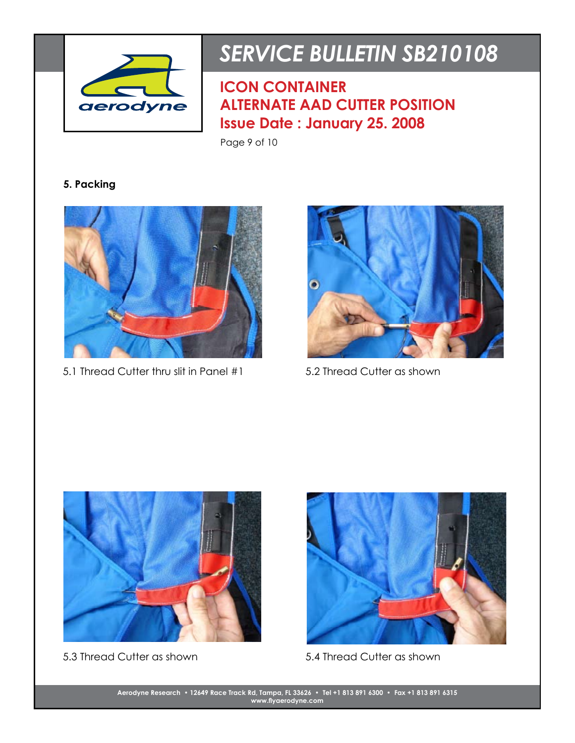# SERVICE BULLETIN SB210108

## ICON CONTAINER
## ALTERNATE AAD CUTTER POSITION
## Issue Date : January 25. 2008

**5. Packing**

5.1 Thread Cutter thru slit in Panel #1

5.2 Thread Cutter as shown

5.3 Thread Cutter as shown

5.4 Thread Cutter as shown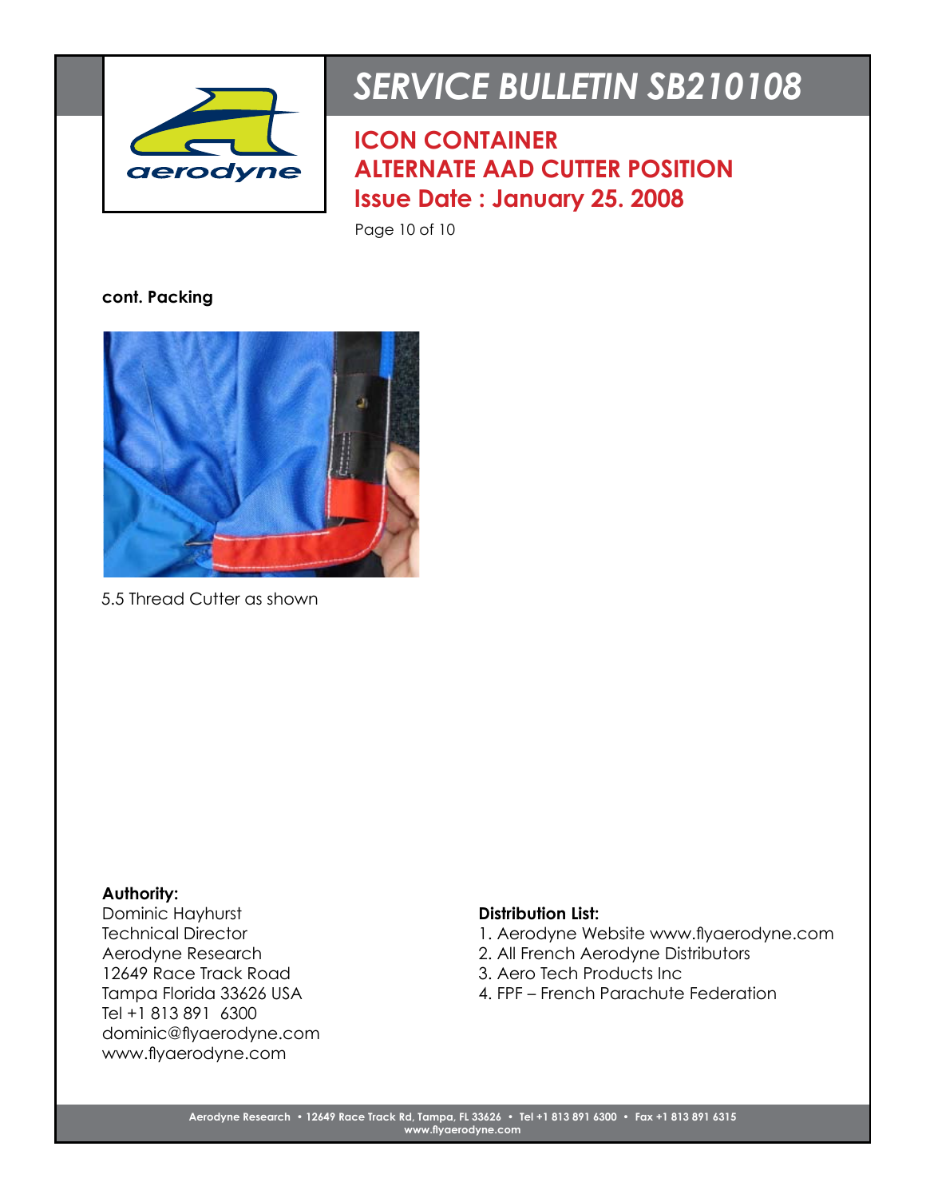**cont. Packing**

5.5 Thread Cutter as shown

**Authority:**
Dominic Hayhurst
Technical Director
Aerodyne Research
12649 Race Track Road
Tampa Florida 33626 USA
Tel +1 813 891 6300
dominic@flyaerodyne.com
www.flyaerodyne.com

**Distribution List:**
1. Aerodyne Website www.flyaerodyne.com
2. All French Aerodyne Distributors
3. Aero Tech Products Inc
4. FPF – French Parachute Federation